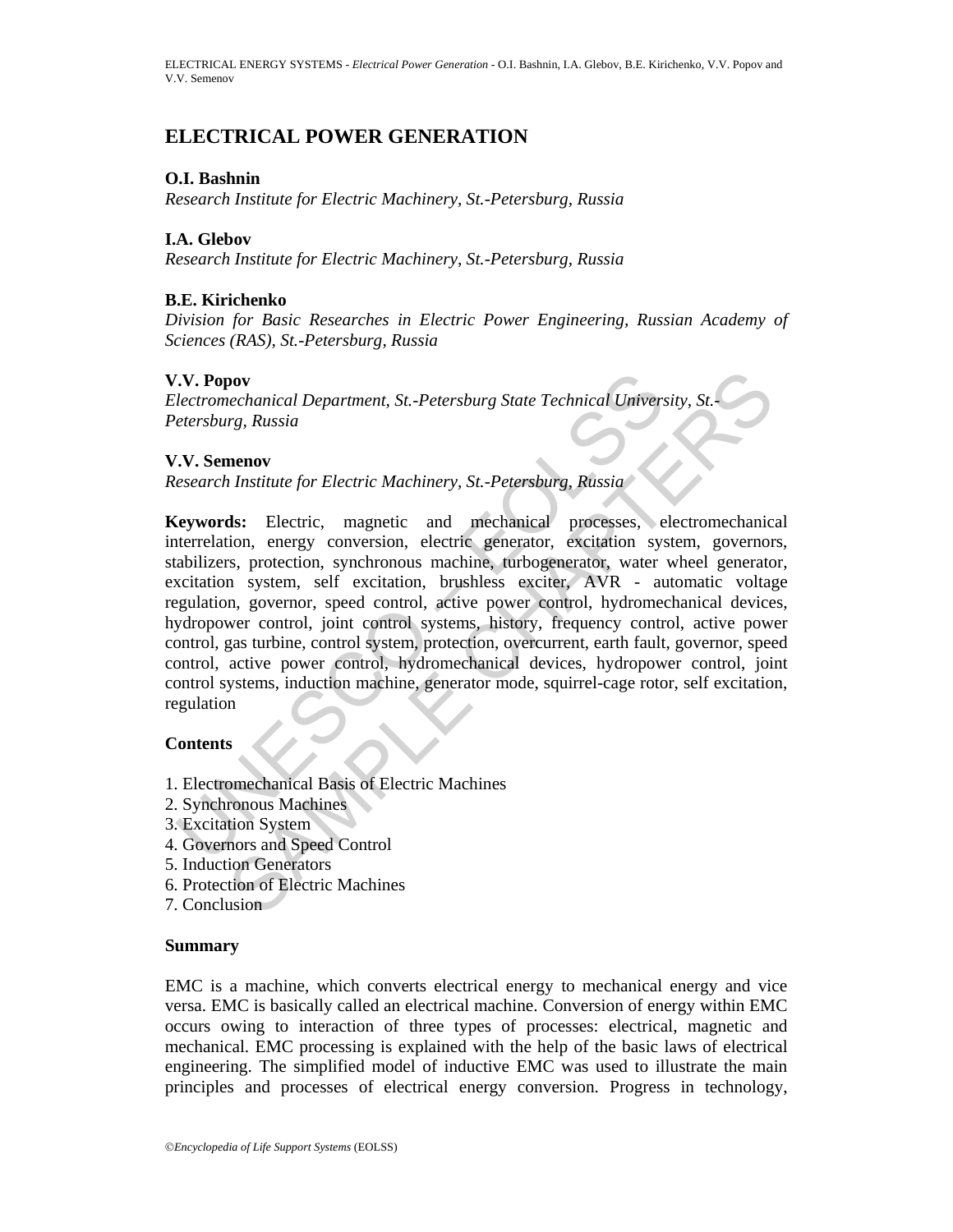# ELECTRICAL POWER GENERATION

**O.I. Bashnin**

*Research Institute for Electric Machinery, St.-Petersburg, Russia*

**I.A. Glebov**

*Research Institute for Electric Machinery, St.-Petersburg, Russia*

**B.E. Kirichenko**

*Division for Basic Researches in Electric Power Engineering, Russian Academy of Sciences (RAS), St.-Petersburg, Russia*

**V.V. Popov**

*Electromechanical Department, St.-Petersburg State Technical University, St.-Petersburg, Russia*

**V.V. Semenov**

*Research Institute for Electric Machinery, St.-Petersburg, Russia*

**Keywords:** Electric, magnetic and mechanical processes, electromechanical interrelation, energy conversion, electric generator, excitation system, governors, stabilizers, protection, synchronous machine, turbogenerator, water wheel generator, excitation system, self excitation, brushless exciter, AVR - automatic voltage regulation, governor, speed control, active power control, hydromechanical devices, hydropower control, joint control systems, history, frequency control, active power control, gas turbine, control system, protection, overcurrent, earth fault, governor, speed control, active power control, hydromechanical devices, hydropower control, joint control systems, induction machine, generator mode, squirrel-cage rotor, self excitation, regulation

## Contents

1. Electromechanical Basis of Electric Machines
2. Synchronous Machines
3. Excitation System
4. Governors and Speed Control
5. Induction Generators
6. Protection of Electric Machines
7. Conclusion

## Summary

EMC is a machine, which converts electrical energy to mechanical energy and vice versa. EMC is basically called an electrical machine. Conversion of energy within EMC occurs owing to interaction of three types of processes: electrical, magnetic and mechanical. EMC processing is explained with the help of the basic laws of electrical engineering. The simplified model of inductive EMC was used to illustrate the main principles and processes of electrical energy conversion. Progress in technology,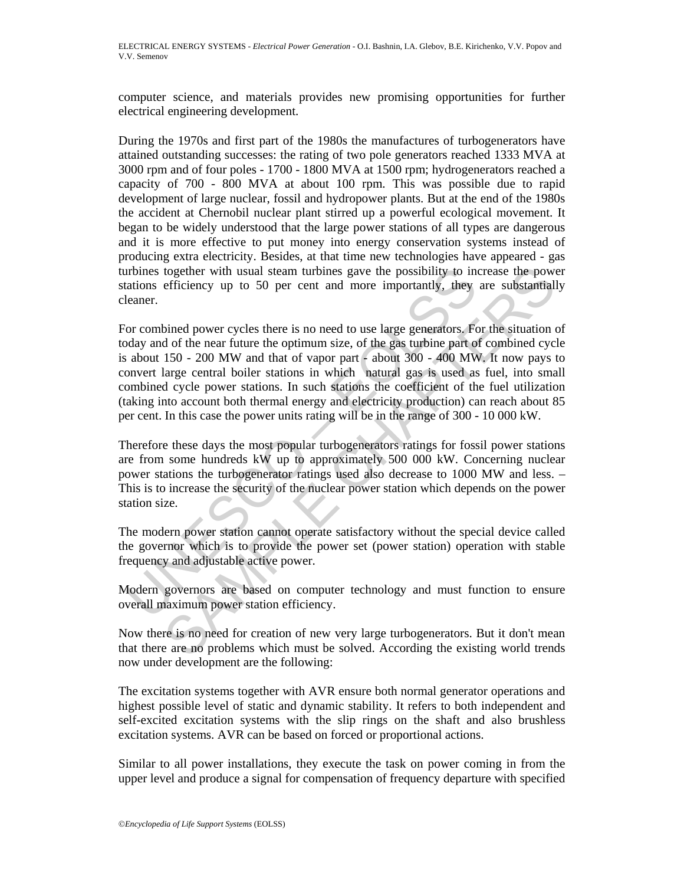computer science, and materials provides new promising opportunities for further electrical engineering development.

During the 1970s and first part of the 1980s the manufactures of turbogenerators have attained outstanding successes: the rating of two pole generators reached 1333 MVA at 3000 rpm and of four poles - 1700 - 1800 MVA at 1500 rpm; hydrogenerators reached a capacity of 700 - 800 MVA at about 100 rpm. This was possible due to rapid development of large nuclear, fossil and hydropower plants. But at the end of the 1980s the accident at Chernobil nuclear plant stirred up a powerful ecological movement. It began to be widely understood that the large power stations of all types are dangerous and it is more effective to put money into energy conservation systems instead of producing extra electricity. Besides, at that time new technologies have appeared - gas turbines together with usual steam turbines gave the possibility to increase the power stations efficiency up to 50 per cent and more importantly, they are substantially cleaner.

For combined power cycles there is no need to use large generators. For the situation of today and of the near future the optimum size, of the gas turbine part of combined cycle is about 150 - 200 MW and that of vapor part - about 300 - 400 MW. It now pays to convert large central boiler stations in which natural gas is used as fuel, into small combined cycle power stations. In such stations the coefficient of the fuel utilization (taking into account both thermal energy and electricity production) can reach about 85 per cent. In this case the power units rating will be in the range of 300 - 10 000 kW.

Therefore these days the most popular turbogenerators ratings for fossil power stations are from some hundreds kW up to approximately 500 000 kW. Concerning nuclear power stations the turbogenerator ratings used also decrease to 1000 MW and less. – This is to increase the security of the nuclear power station which depends on the power station size.

The modern power station cannot operate satisfactory without the special device called the governor which is to provide the power set (power station) operation with stable frequency and adjustable active power.

Modern governors are based on computer technology and must function to ensure overall maximum power station efficiency.

Now there is no need for creation of new very large turbogenerators. But it don't mean that there are no problems which must be solved. According the existing world trends now under development are the following:

The excitation systems together with AVR ensure both normal generator operations and highest possible level of static and dynamic stability. It refers to both independent and self-excited excitation systems with the slip rings on the shaft and also brushless excitation systems. AVR can be based on forced or proportional actions.

Similar to all power installations, they execute the task on power coming in from the upper level and produce a signal for compensation of frequency departure with specified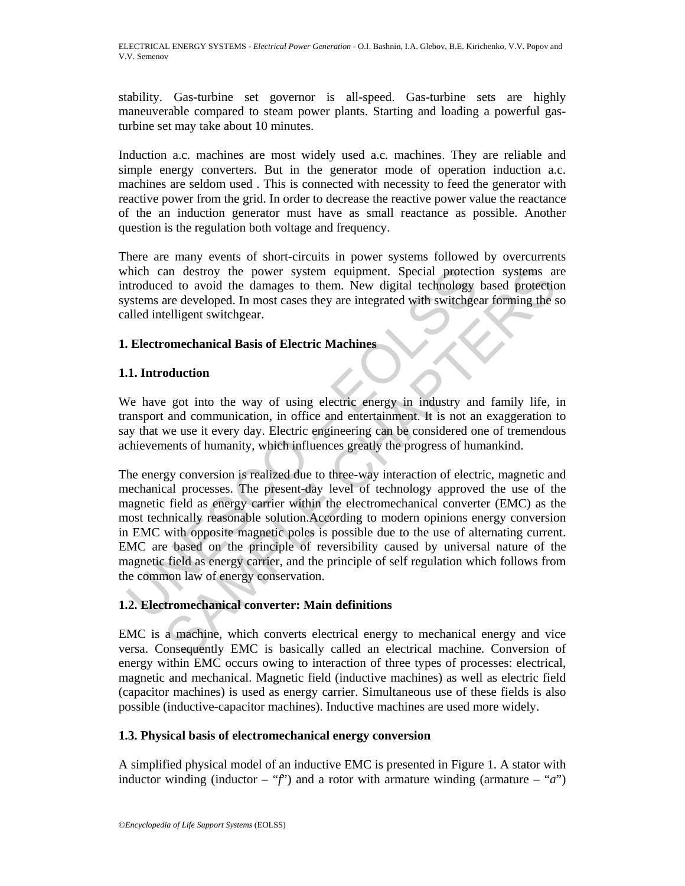stability. Gas-turbine set governor is all-speed. Gas-turbine sets are highly maneuverable compared to steam power plants. Starting and loading a powerful gas-turbine set may take about 10 minutes.

Induction a.c. machines are most widely used a.c. machines. They are reliable and simple energy converters. But in the generator mode of operation induction a.c. machines are seldom used . This is connected with necessity to feed the generator with reactive power from the grid. In order to decrease the reactive power value the reactance of the an induction generator must have as small reactance as possible. Another question is the regulation both voltage and frequency.

There are many events of short-circuits in power systems followed by overcurrents which can destroy the power system equipment. Special protection systems are introduced to avoid the damages to them. New digital technology based protection systems are developed. In most cases they are integrated with switchgear forming the so called intelligent switchgear.

## 1. Electromechanical Basis of Electric Machines

### 1.1. Introduction

We have got into the way of using electric energy in industry and family life, in transport and communication, in office and entertainment. It is not an exaggeration to say that we use it every day. Electric engineering can be considered one of tremendous achievements of humanity, which influences greatly the progress of humankind.

The energy conversion is realized due to three-way interaction of electric, magnetic and mechanical processes. The present-day level of technology approved the use of the magnetic field as energy carrier within the electromechanical converter (EMC) as the most technically reasonable solution.According to modern opinions energy conversion in EMC with opposite magnetic poles is possible due to the use of alternating current. EMC are based on the principle of reversibility caused by universal nature of the magnetic field as energy carrier, and the principle of self regulation which follows from the common law of energy conservation.

### 1.2. Electromechanical converter: Main definitions

EMC is a machine, which converts electrical energy to mechanical energy and vice versa. Consequently EMC is basically called an electrical machine. Conversion of energy within EMC occurs owing to interaction of three types of processes: electrical, magnetic and mechanical. Magnetic field (inductive machines) as well as electric field (capacitor machines) is used as energy carrier. Simultaneous use of these fields is also possible (inductive-capacitor machines). Inductive machines are used more widely.

### 1.3. Physical basis of electromechanical energy conversion

A simplified physical model of an inductive EMC is presented in Figure 1. A stator with inductor winding (inductor – "*f*") and a rotor with armature winding (armature – "*a*")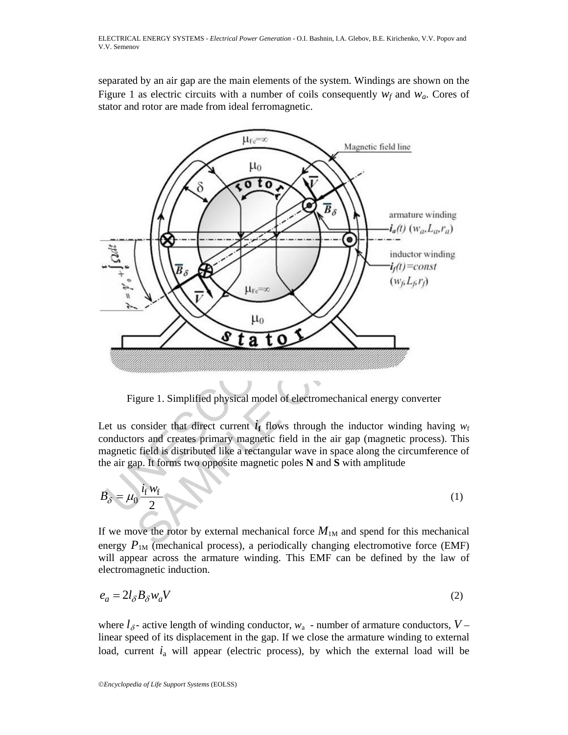separated by an air gap are the main elements of the system. Windings are shown on the Figure 1 as electric circuits with a number of coils consequently $w_f$ and $w_a$. Cores of stator and rotor are made from ideal ferromagnetic.

Figure 1. Simplified physical model of electromechanical energy converter

Let us consider that direct current $i_f$ flows through the inductor winding having $w_f$ conductors and creates primary magnetic field in the air gap (magnetic process). This magnetic field is distributed like a rectangular wave in space along the circumference of the air gap. It forms two opposite magnetic poles **N** and **S** with amplitude

$$B_\delta = \mu_0 \frac{i_f w_f}{2} \tag{1}$$

If we move the rotor by external mechanical force $M_{1M}$ and spend for this mechanical energy $P_{1M}$ (mechanical process), a periodically changing electromotive force (EMF) will appear across the armature winding. This EMF can be defined by the law of electromagnetic induction.

$$e_a = 2 l_\delta B_\delta w_a V \tag{2}$$

where $l_\delta$ - active length of winding conductor, $w_a$ - number of armature conductors, $V$ – linear speed of its displacement in the gap. If we close the armature winding to external load, current $i_a$ will appear (electric process), by which the external load will be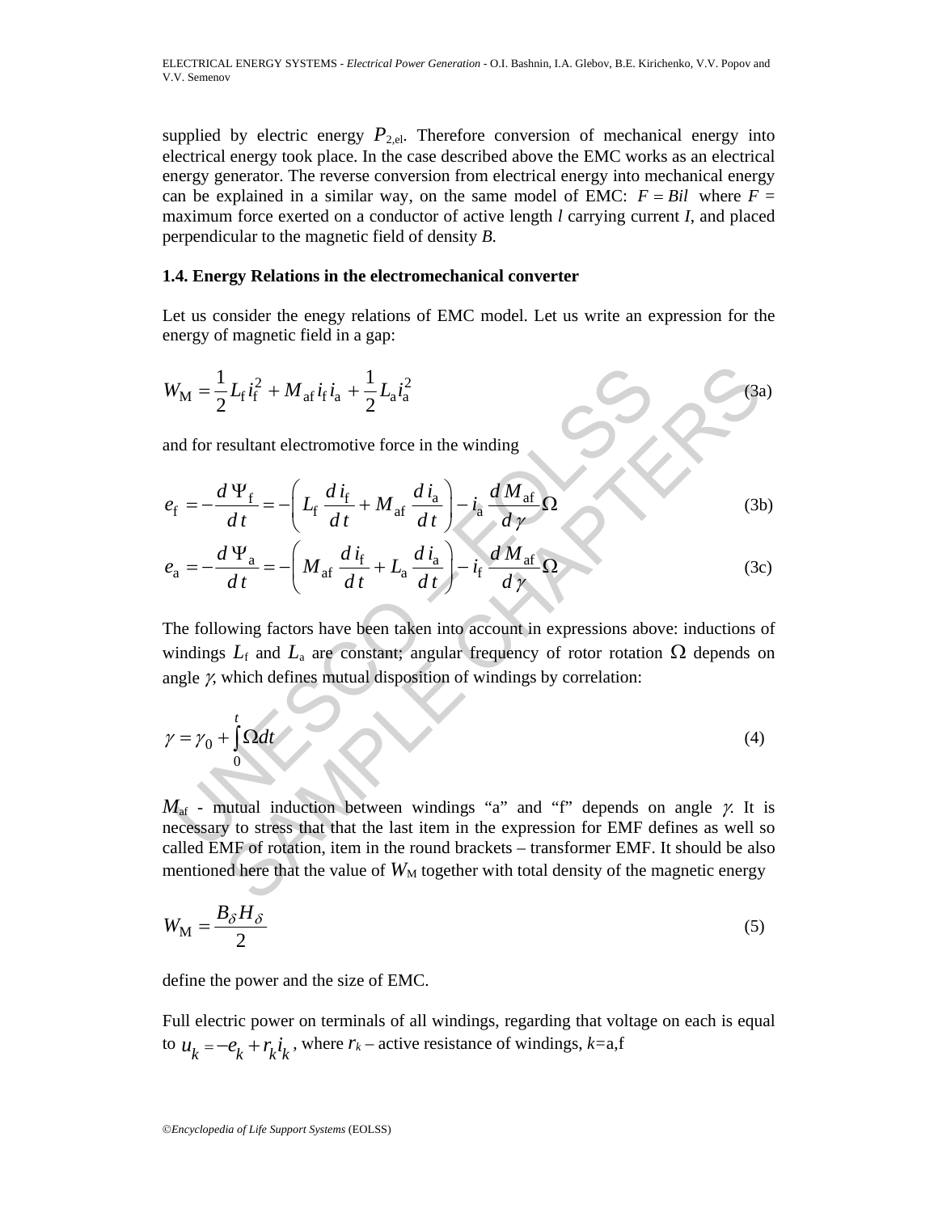supplied by electric energy $P_{2,\text{el}}$. Therefore conversion of mechanical energy into electrical energy took place. In the case described above the EMC works as an electrical energy generator. The reverse conversion from electrical energy into mechanical energy can be explained in a similar way, on the same model of EMC: $F = Bil$ where $F$ = maximum force exerted on a conductor of active length *l* carrying current *I*, and placed perpendicular to the magnetic field of density *B.*

### 1.4. Energy Relations in the electromechanical converter

Let us consider the enegy relations of EMC model. Let us write an expression for the energy of magnetic field in a gap:

$$W_\text{M} = \frac{1}{2} L_\text{f} i_\text{f}^2 + M_\text{af} i_\text{f} i_\text{a} + \frac{1}{2} L_\text{a} i_\text{a}^2 \tag{3a}$$

and for resultant electromotive force in the winding

$$e_\text{f} = -\frac{d\,\Psi_\text{f}}{d\,t} = -\left( L_\text{f} \frac{d\,i_\text{f}}{d\,t} + M_\text{af} \frac{d\,i_\text{a}}{d\,t} \right) - i_\text{a} \frac{d\,M_\text{af}}{d\,\gamma} \Omega \tag{3b}$$

$$e_\text{a} = -\frac{d\,\Psi_\text{a}}{d\,t} = -\left( M_\text{af} \frac{d\,i_\text{f}}{d\,t} + L_\text{a} \frac{d\,i_\text{a}}{d\,t} \right) - i_\text{f} \frac{d\,M_\text{af}}{d\,\gamma} \Omega \tag{3c}$$

The following factors have been taken into account in expressions above: inductions of windings $L_\text{f}$ and $L_\text{a}$ are constant; angular frequency of rotor rotation $\Omega$ depends on angle $\gamma$, which defines mutual disposition of windings by correlation:

$$\gamma = \gamma_0 + \int_0^t \Omega dt \tag{4}$$

$M_\text{af}$ - mutual induction between windings "a" and "f" depends on angle $\gamma$. It is necessary to stress that that the last item in the expression for EMF defines as well so called EMF of rotation, item in the round brackets – transformer EMF. It should be also mentioned here that the value of $W_\text{M}$ together with total density of the magnetic energy

$$W_\text{M} = \frac{B_\delta H_\delta}{2} \tag{5}$$

define the power and the size of EMC.

Full electric power on terminals of all windings, regarding that voltage on each is equal to $u_k = -e_k + r_k i_k$, where $r_k$ – active resistance of windings, $k$=a,f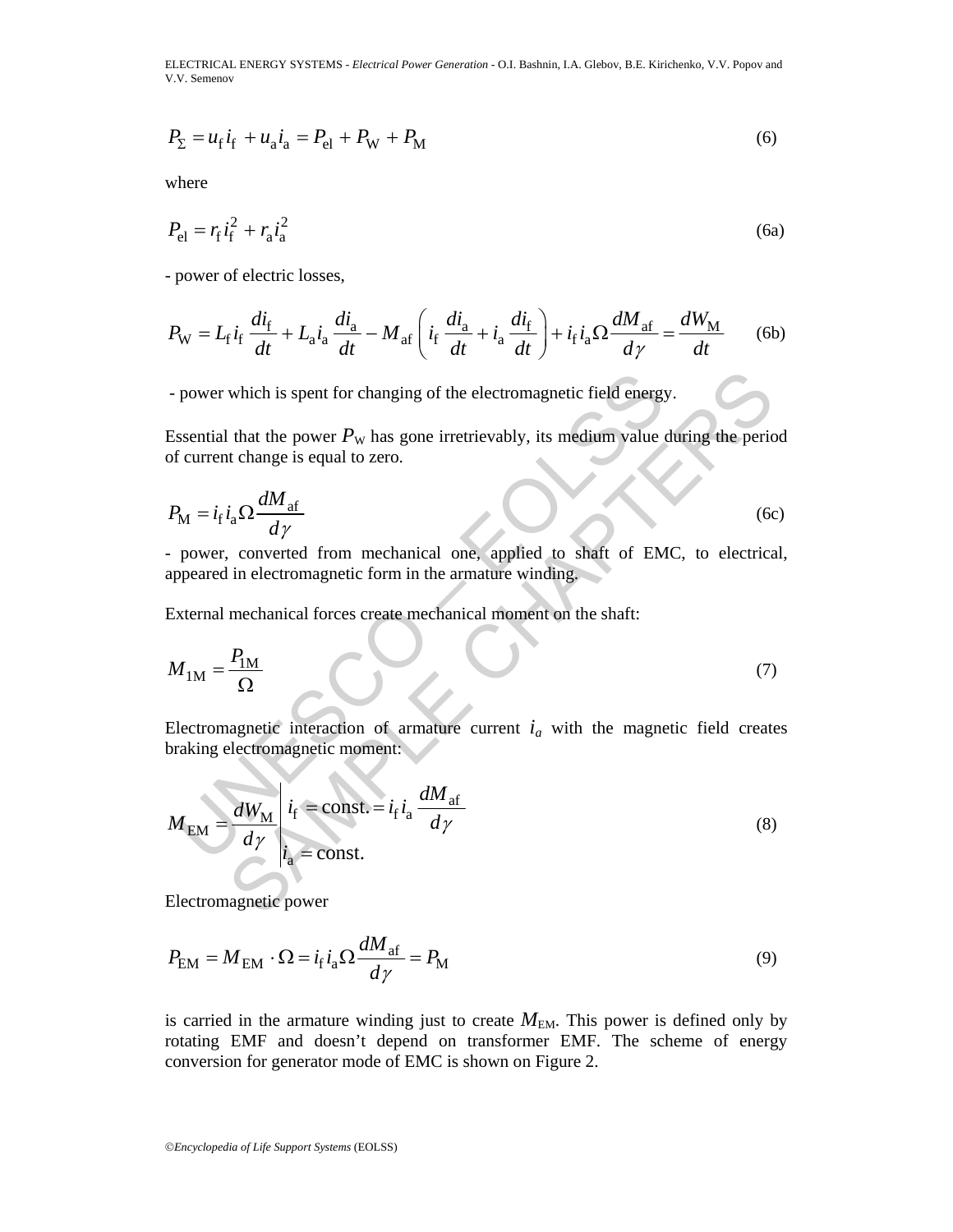$$P_{\Sigma} = u_{\mathrm{f}} i_{\mathrm{f}} + u_{\mathrm{a}} i_{\mathrm{a}} = P_{\mathrm{el}} + P_{\mathrm{W}} + P_{\mathrm{M}} \tag{6}$$

where

$$P_{\mathrm{el}} = r_{\mathrm{f}} i_{\mathrm{f}}^2 + r_{\mathrm{a}} i_{\mathrm{a}}^2 \tag{6a}$$

- power of electric losses,

$$P_{\mathrm{W}} = L_{\mathrm{f}} i_{\mathrm{f}} \frac{di_{\mathrm{f}}}{dt} + L_{\mathrm{a}} i_{\mathrm{a}} \frac{di_{\mathrm{a}}}{dt} - M_{\mathrm{af}} \left( i_{\mathrm{f}} \frac{di_{\mathrm{a}}}{dt} + i_{\mathrm{a}} \frac{di_{\mathrm{f}}}{dt} \right) + i_{\mathrm{f}} i_{\mathrm{a}} \Omega \frac{dM_{\mathrm{af}}}{d\gamma} = \frac{dW_{\mathrm{M}}}{dt} \tag{6b}$$

- power which is spent for changing of the electromagnetic field energy.

Essential that the power $P_{\mathrm{W}}$ has gone irretrievably, its medium value during the period of current change is equal to zero.

$$P_{\mathrm{M}} = i_{\mathrm{f}} i_{\mathrm{a}} \Omega \frac{dM_{\mathrm{af}}}{d\gamma} \tag{6c}$$

- power, converted from mechanical one, applied to shaft of EMC, to electrical, appeared in electromagnetic form in the armature winding.

External mechanical forces create mechanical moment on the shaft:

$$M_{1\mathrm{M}} = \frac{P_{1\mathrm{M}}}{\Omega} \tag{7}$$

Electromagnetic interaction of armature current $i_a$ with the magnetic field creates braking electromagnetic moment:

$$M_{\mathrm{EM}} = \left. \frac{dW_{\mathrm{M}}}{d\gamma} \right|_{\substack{i_{\mathrm{f}} = \mathrm{const.} \\ i_{\mathrm{a}} = \mathrm{const.}}} = i_{\mathrm{f}} i_{\mathrm{a}} \frac{dM_{\mathrm{af}}}{d\gamma} \tag{8}$$

Electromagnetic power

$$P_{\mathrm{EM}} = M_{\mathrm{EM}} \cdot \Omega = i_{\mathrm{f}} i_{\mathrm{a}} \Omega \frac{dM_{\mathrm{af}}}{d\gamma} = P_{\mathrm{M}} \tag{9}$$

is carried in the armature winding just to create $M_{\mathrm{EM}}$. This power is defined only by rotating EMF and doesn't depend on transformer EMF. The scheme of energy conversion for generator mode of EMC is shown on Figure 2.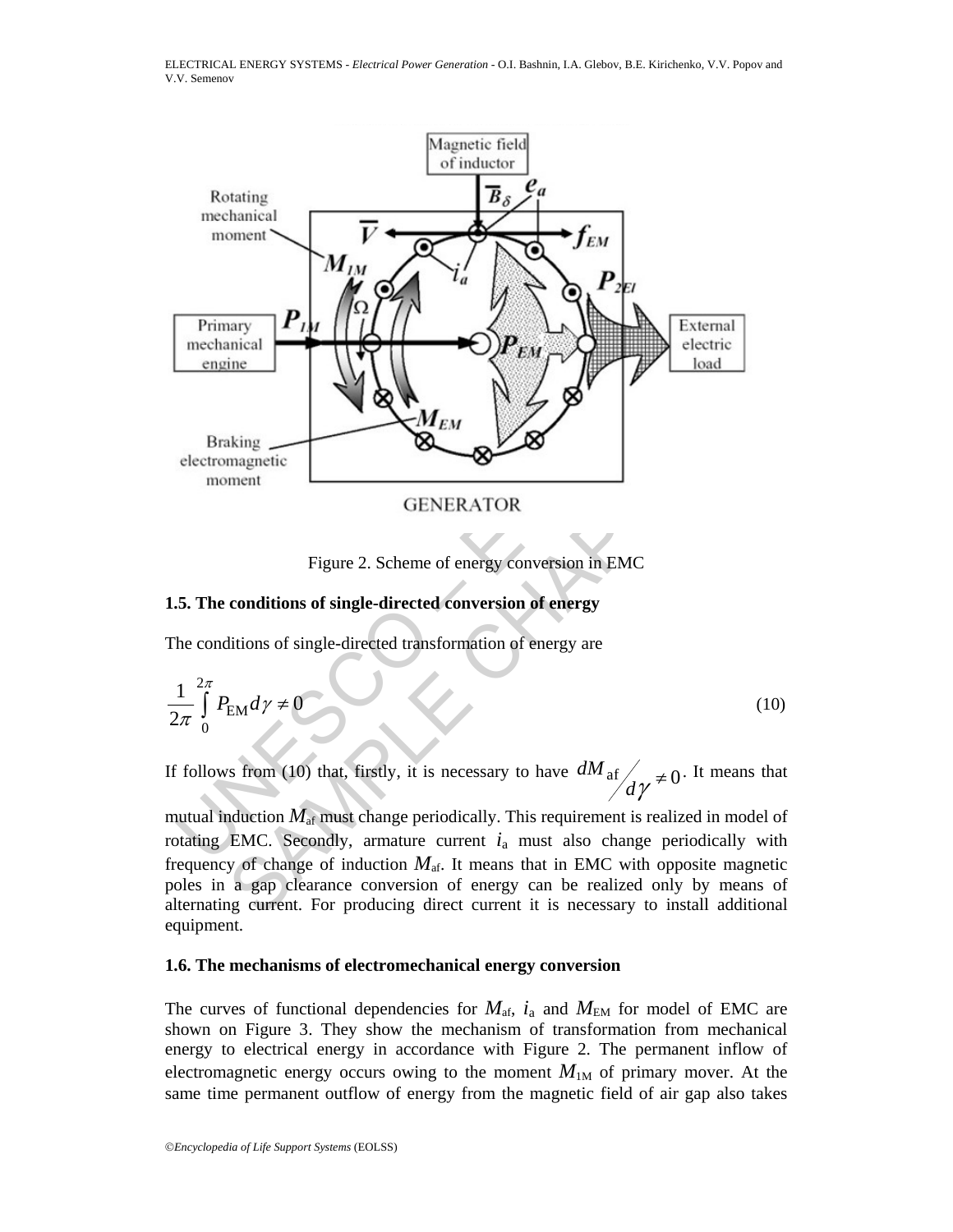Figure 2. Scheme of energy conversion in EMC

### 1.5. The conditions of single-directed conversion of energy

The conditions of single-directed transformation of energy are

$$\frac{1}{2\pi}\int_{0}^{2\pi} P_{\mathrm{EM}} d\gamma \neq 0 \tag{10}$$

If follows from (10) that, firstly, it is necessary to have $dM_{\mathrm{af}}/d\gamma \neq 0$. It means that mutual induction $M_{\mathrm{af}}$ must change periodically. This requirement is realized in model of rotating EMC. Secondly, armature current $i_{\mathrm{a}}$ must also change periodically with frequency of change of induction $M_{\mathrm{af}}$. It means that in EMC with opposite magnetic poles in a gap clearance conversion of energy can be realized only by means of alternating current. For producing direct current it is necessary to install additional equipment.

### 1.6. The mechanisms of electromechanical energy conversion

The curves of functional dependencies for $M_{\mathrm{af}}$, $i_{\mathrm{a}}$ and $M_{\mathrm{EM}}$ for model of EMC are shown on Figure 3. They show the mechanism of transformation from mechanical energy to electrical energy in accordance with Figure 2. The permanent inflow of electromagnetic energy occurs owing to the moment $M_{\mathrm{1M}}$ of primary mover. At the same time permanent outflow of energy from the magnetic field of air gap also takes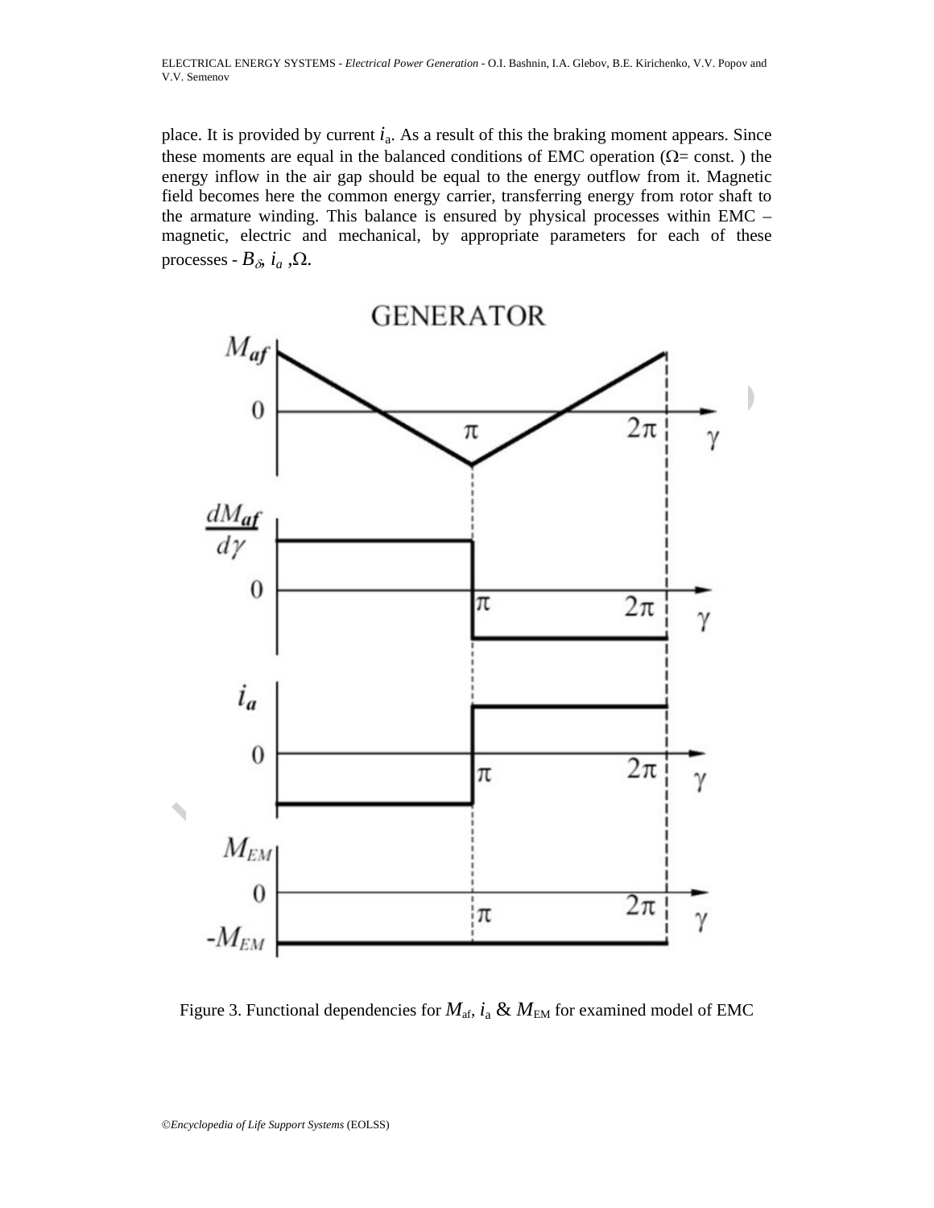place. It is provided by current $i_a$. As a result of this the braking moment appears. Since these moments are equal in the balanced conditions of EMC operation ($\Omega$= const. ) the energy inflow in the air gap should be equal to the energy outflow from it. Magnetic field becomes here the common energy carrier, transferring energy from rotor shaft to the armature winding. This balance is ensured by physical processes within EMC – magnetic, electric and mechanical, by appropriate parameters for each of these processes - $B_\delta$, $i_a$ ,$\Omega$.

Figure 3. Functional dependencies for $M_{af}$, $i_a$ & $M_{EM}$ for examined model of EMC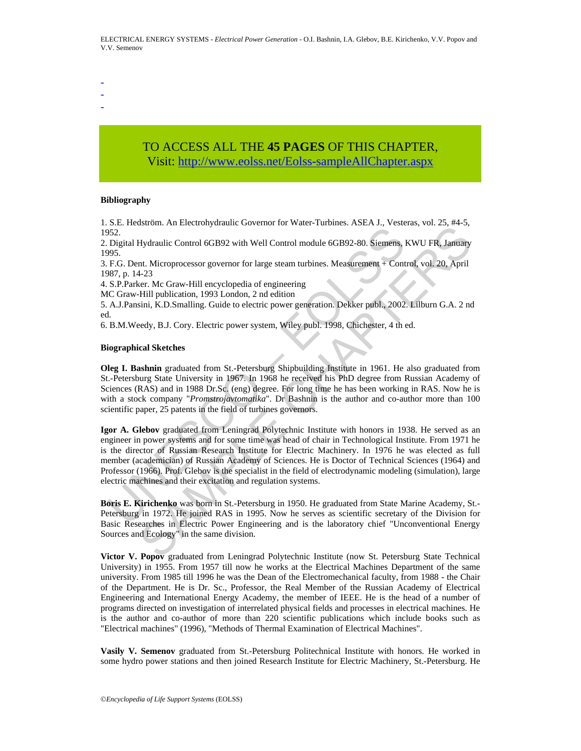-
-
-

TO ACCESS ALL THE **45 PAGES** OF THIS CHAPTER,
Visit: http://www.eolss.net/Eolss-sampleAllChapter.aspx

**Bibliography**

1. S.E. Hedström. An Electrohydraulic Governor for Water-Turbines. ASEA J., Vesteras, vol. 25, #4-5, 1952.

2. Digital Hydraulic Control 6GB92 with Well Control module 6GB92-80. Siemens, KWU FR, January 1995.

3. F.G. Dent. Microprocessor governor for large steam turbines. Measurement + Control, vol. 20, April 1987, p. 14-23

4. S.P.Parker. Mc Graw-Hill encyclopedia of engineering
MC Graw-Hill publication, 1993 London, 2 nd edition

5. A.J.Pansini, K.D.Smalling. Guide to electric power generation. Dekker publ., 2002. Lilburn G.A. 2 nd ed.

6. B.M.Weedy, B.J. Cory. Electric power system, Wiley publ. 1998, Chichester, 4 th ed.

**Biographical Sketches**

**Oleg I. Bashnin** graduated from St.-Petersburg Shipbuilding Institute in 1961. He also graduated from St.-Petersburg State University in 1967. In 1968 he received his PhD degree from Russian Academy of Sciences (RAS) and in 1988 Dr.Sc. (eng) degree. For long time he has been working in RAS. Now he is with a stock company "*Promstrojavtomatika*". Dr Bashnin is the author and co-author more than 100 scientific paper, 25 patents in the field of turbines governors.

**Igor A. Glebov** graduated from Leningrad Polytechnic Institute with honors in 1938. He served as an engineer in power systems and for some time was head of chair in Technological Institute. From 1971 he is the director of Russian Research Institute for Electric Machinery. In 1976 he was elected as full member (academician) of Russian Academy of Sciences. He is Doctor of Technical Sciences (1964) and Professor (1966). Prof. Glebov is the specialist in the field of electrodynamic modeling (simulation), large electric machines and their excitation and regulation systems.

**Boris E. Kirichenko** was born in St.-Petersburg in 1950. He graduated from State Marine Academy, St.-Petersburg in 1972. He joined RAS in 1995. Now he serves as scientific secretary of the Division for Basic Researches in Electric Power Engineering and is the laboratory chief "Unconventional Energy Sources and Ecology" in the same division.

**Victor V. Popov** graduated from Leningrad Polytechnic Institute (now St. Petersburg State Technical University) in 1955. From 1957 till now he works at the Electrical Machines Department of the same university. From 1985 till 1996 he was the Dean of the Electromechanical faculty, from 1988 - the Chair of the Department. He is Dr. Sc., Professor, the Real Member of the Russian Academy of Electrical Engineering and International Energy Academy, the member of IEEE. He is the head of a number of programs directed on investigation of interrelated physical fields and processes in electrical machines. He is the author and co-author of more than 220 scientific publications which include books such as "Electrical machines" (1996), "Methods of Thermal Examination of Electrical Machines".

**Vasily V. Semenov** graduated from St.-Petersburg Politechnical Institute with honors. He worked in some hydro power stations and then joined Research Institute for Electric Machinery, St.-Petersburg. He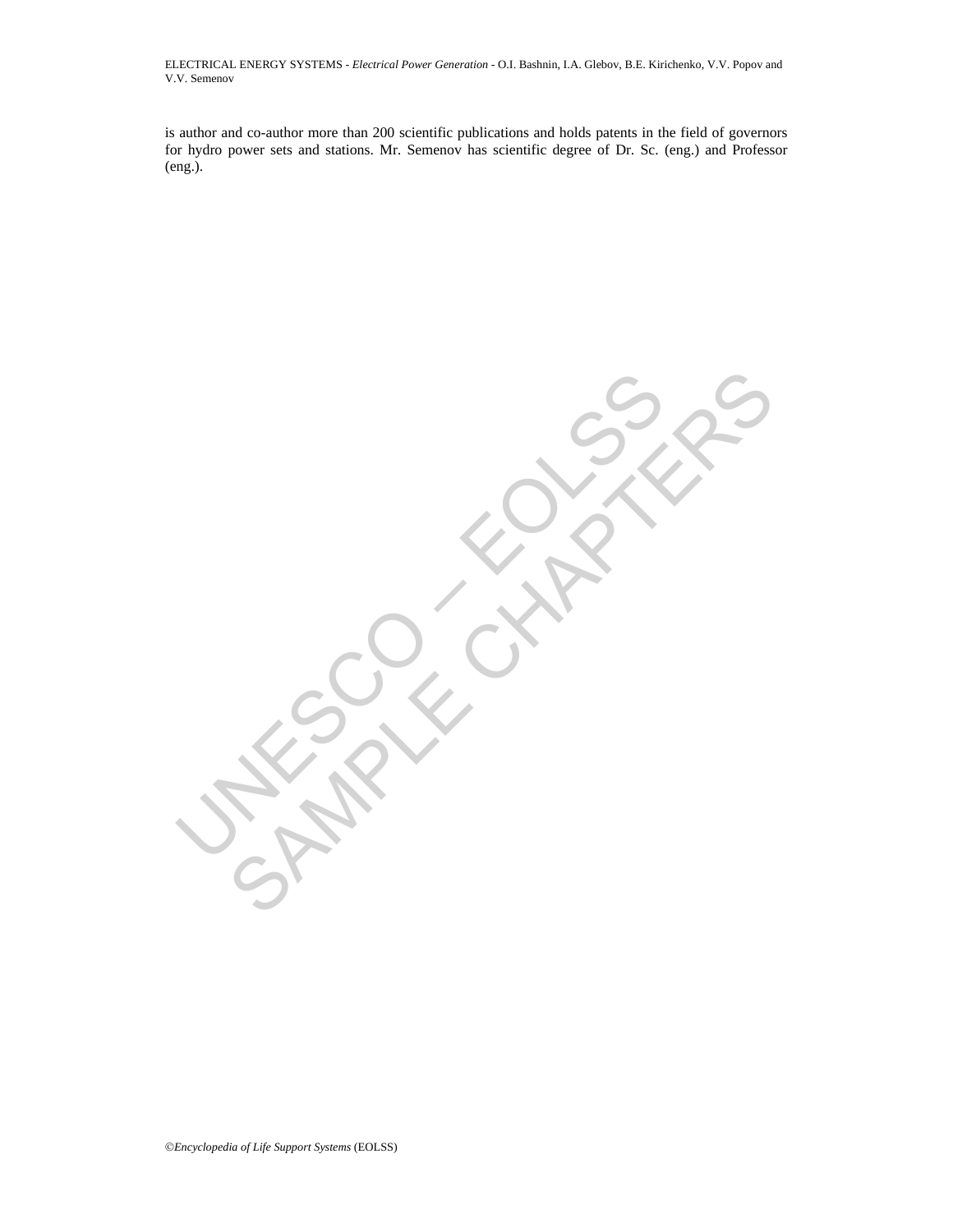is author and co-author more than 200 scientific publications and holds patents in the field of governors for hydro power sets and stations. Mr. Semenov has scientific degree of Dr. Sc. (eng.) and Professor (eng.).